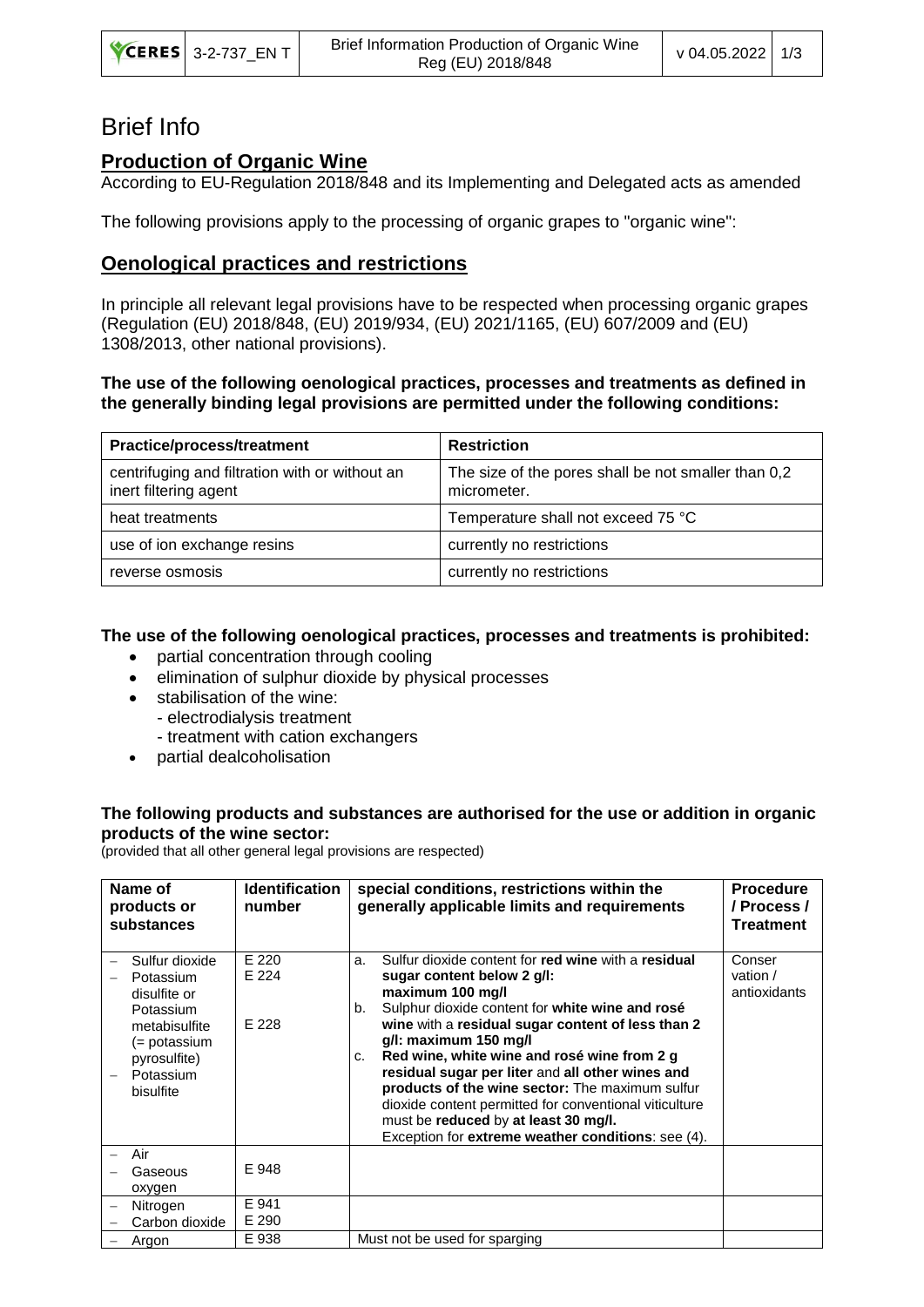# Brief Info

## Production of Organic Wine

According to EU-Regulation 2018/848 and its Implementing and Delegated acts as amended

The following provisions apply to the processing of organic grapes to "organic wine":

## Oenological practices and restrictions

In principle all relevant legal provisions have to be respected when processing organic grapes (Regulation (EU) 2018/848, (EU) 2019/934, (EU) 2021/1165, (EU) 607/2009 and (EU) 1308/2013, other national provisions).

**The use of the following oenological practices, processes and treatments as defined in the generally binding legal provisions are permitted under the following conditions:**

| Practice/process/treatment | Restriction |
|---|---|
| centrifuging and filtration with or without an inert filtering agent | The size of the pores shall be not smaller than 0,2 micrometer. |
| heat treatments | Temperature shall not exceed 75 °C |
| use of ion exchange resins | currently no restrictions |
| reverse osmosis | currently no restrictions |

**The use of the following oenological practices, processes and treatments is prohibited:**

- partial concentration through cooling
- elimination of sulphur dioxide by physical processes
- stabilisation of the wine:
  - electrodialysis treatment
  - treatment with cation exchangers
- partial dealcoholisation

**The following products and substances are authorised for the use or addition in organic products of the wine sector:**

(provided that all other general legal provisions are respected)

| Name of products or substances | Identification number | special conditions, restrictions within the generally applicable limits and requirements | Procedure / Process / Treatment |
|---|---|---|---|
| – Sulfur dioxide<br>– Potassium disulfite or Potassium metabisulfite (= potassium pyrosulfite)<br>– Potassium bisulfite | E 220<br>E 224<br>E 228 | a. Sulfur dioxide content for **red wine** with a **residual sugar content below 2 g/l: maximum 100 mg/l**<br>b. Sulphur dioxide content for **white wine and rosé wine** with a **residual sugar content of less than 2 g/l: maximum 150 mg/l**<br>c. **Red wine, white wine and rosé wine from 2 g residual sugar per liter** and **all other wines and products of the wine sector:** The maximum sulfur dioxide content permitted for conventional viticulture must be **reduced** by **at least 30 mg/l.**<br>Exception for **extreme weather conditions**: see (4). | Conservation / antioxidants |
| – Air<br>– Gaseous oxygen | E 948 | | |
| – Nitrogen<br>– Carbon dioxide | E 941<br>E 290 | | |
| – Argon | E 938 | Must not be used for sparging | |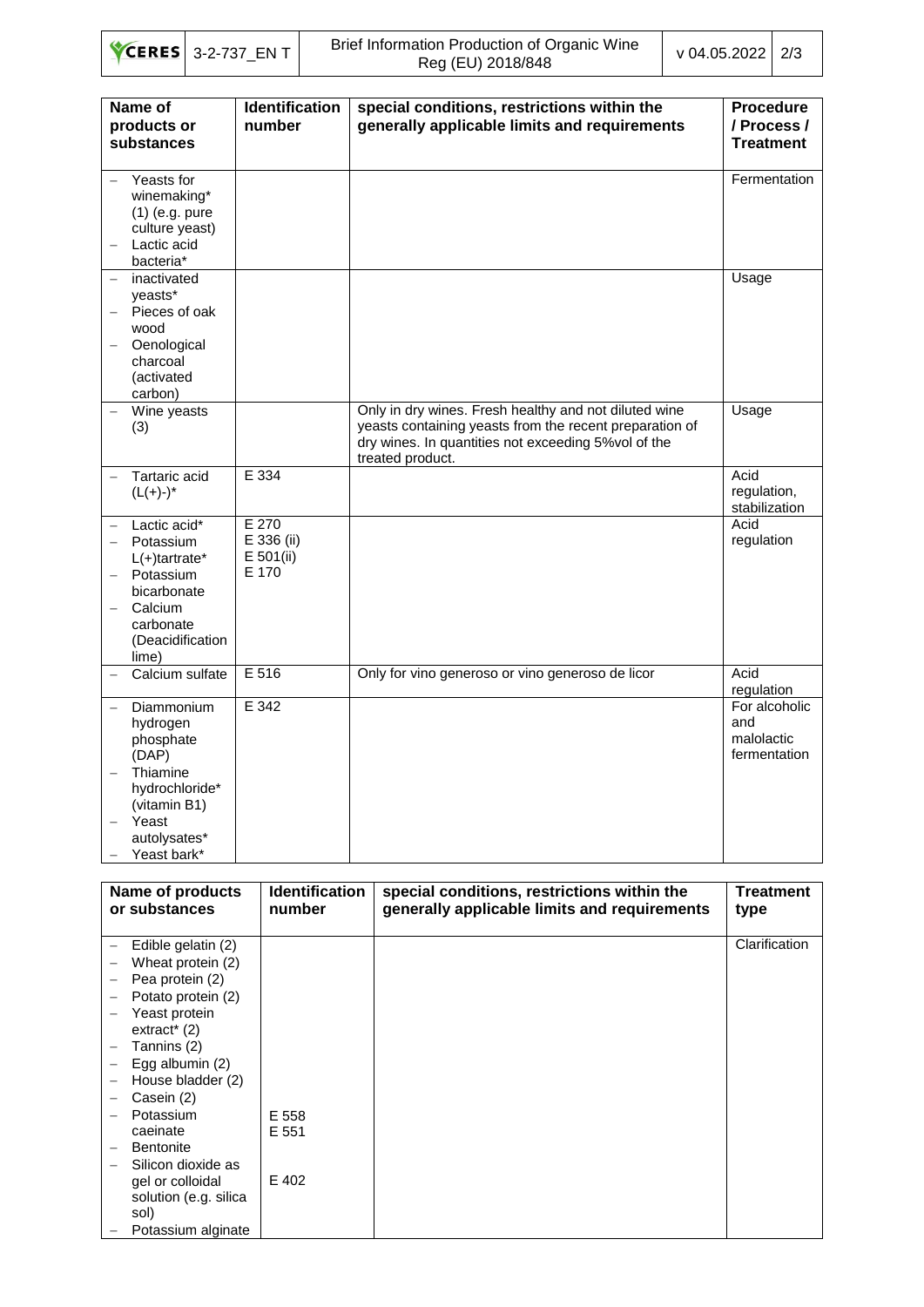| Name of products or substances | Identification number | special conditions, restrictions within the generally applicable limits and requirements | Procedure / Process / Treatment |
|---|---|---|---|
| – Yeasts for winemaking* (1) (e.g. pure culture yeast)<br>– Lactic acid bacteria* | | | Fermentation |
| – inactivated yeasts*<br>– Pieces of oak wood<br>– Oenological charcoal (activated carbon) | | | Usage |
| – Wine yeasts (3) | | Only in dry wines. Fresh healthy and not diluted wine yeasts containing yeasts from the recent preparation of dry wines. In quantities not exceeding 5%vol of the treated product. | Usage |
| – Tartaric acid (L(+)-)* | E 334 | | Acid regulation, stabilization |
| – Lactic acid*<br>– Potassium L(+)tartrate*<br>– Potassium bicarbonate<br>– Calcium carbonate (Deacidification lime) | E 270<br>E 336 (ii)<br>E 501(ii)<br>E 170 | | Acid regulation |
| – Calcium sulfate | E 516 | Only for vino generoso or vino generoso de licor | Acid regulation |
| – Diammonium hydrogen phosphate (DAP)<br>– Thiamine hydrochloride* (vitamin B1)<br>– Yeast autolysates*<br>– Yeast bark* | E 342 | | For alcoholic and malolactic fermentation |

| Name of products or substances | Identification number | special conditions, restrictions within the generally applicable limits and requirements | Treatment type |
|---|---|---|---|
| – Edible gelatin (2)<br>– Wheat protein (2)<br>– Pea protein (2)<br>– Potato protein (2)<br>– Yeast protein extract* (2)<br>– Tannins (2)<br>– Egg albumin (2)<br>– House bladder (2)<br>– Casein (2)<br>– Potassium caeinate<br>– Bentonite<br>– Silicon dioxide as gel or colloidal solution (e.g. silica sol)<br>– Potassium alginate | E 558<br>E 551<br><br>E 402 | | Clarification |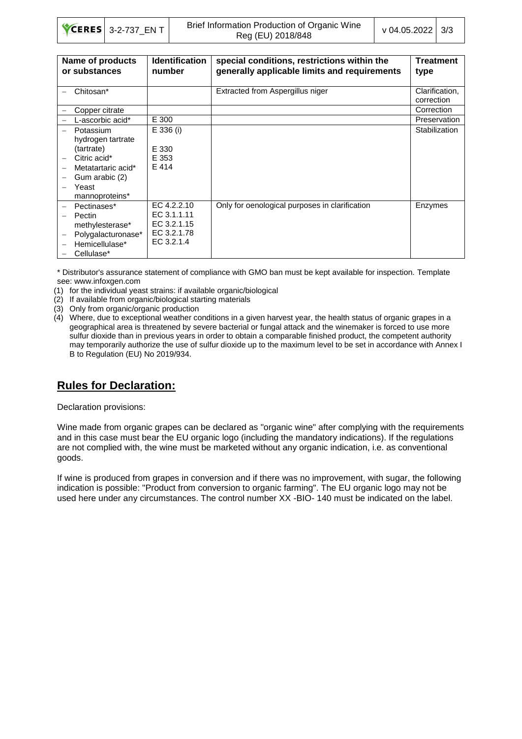| Name of products or substances | Identification number | special conditions, restrictions within the generally applicable limits and requirements | Treatment type |
|---|---|---|---|
| – Chitosan* | | Extracted from Aspergillus niger | Clarification, correction |
| – Copper citrate | | | Correction |
| – L-ascorbic acid* | E 300 | | Preservation |
| – Potassium hydrogen tartrate (tartrate)<br>– Citric acid*<br>– Metatartaric acid*<br>– Gum arabic (2)<br>– Yeast mannoproteins* | E 336 (i)<br><br>E 330<br>E 353<br>E 414 | | Stabilization |
| – Pectinases*<br>– Pectin methylesterase*<br>– Polygalacturonase*<br>– Hemicellulase*<br>– Cellulase* | EC 4.2.2.10<br>EC 3.1.1.11<br>EC 3.2.1.15<br>EC 3.2.1.78<br>EC 3.2.1.4 | Only for oenological purposes in clarification | Enzymes |

* Distributor's assurance statement of compliance with GMO ban must be kept available for inspection. Template see: www.infoxgen.com

(1) for the individual yeast strains: if available organic/biological
(2) If available from organic/biological starting materials
(3) Only from organic/organic production
(4) Where, due to exceptional weather conditions in a given harvest year, the health status of organic grapes in a geographical area is threatened by severe bacterial or fungal attack and the winemaker is forced to use more sulfur dioxide than in previous years in order to obtain a comparable finished product, the competent authority may temporarily authorize the use of sulfur dioxide up to the maximum level to be set in accordance with Annex I B to Regulation (EU) No 2019/934.

## Rules for Declaration:

Declaration provisions:

Wine made from organic grapes can be declared as "organic wine" after complying with the requirements and in this case must bear the EU organic logo (including the mandatory indications). If the regulations are not complied with, the wine must be marketed without any organic indication, i.e. as conventional goods.

If wine is produced from grapes in conversion and if there was no improvement, with sugar, the following indication is possible: "Product from conversion to organic farming". The EU organic logo may not be used here under any circumstances. The control number XX -BIO- 140 must be indicated on the label.